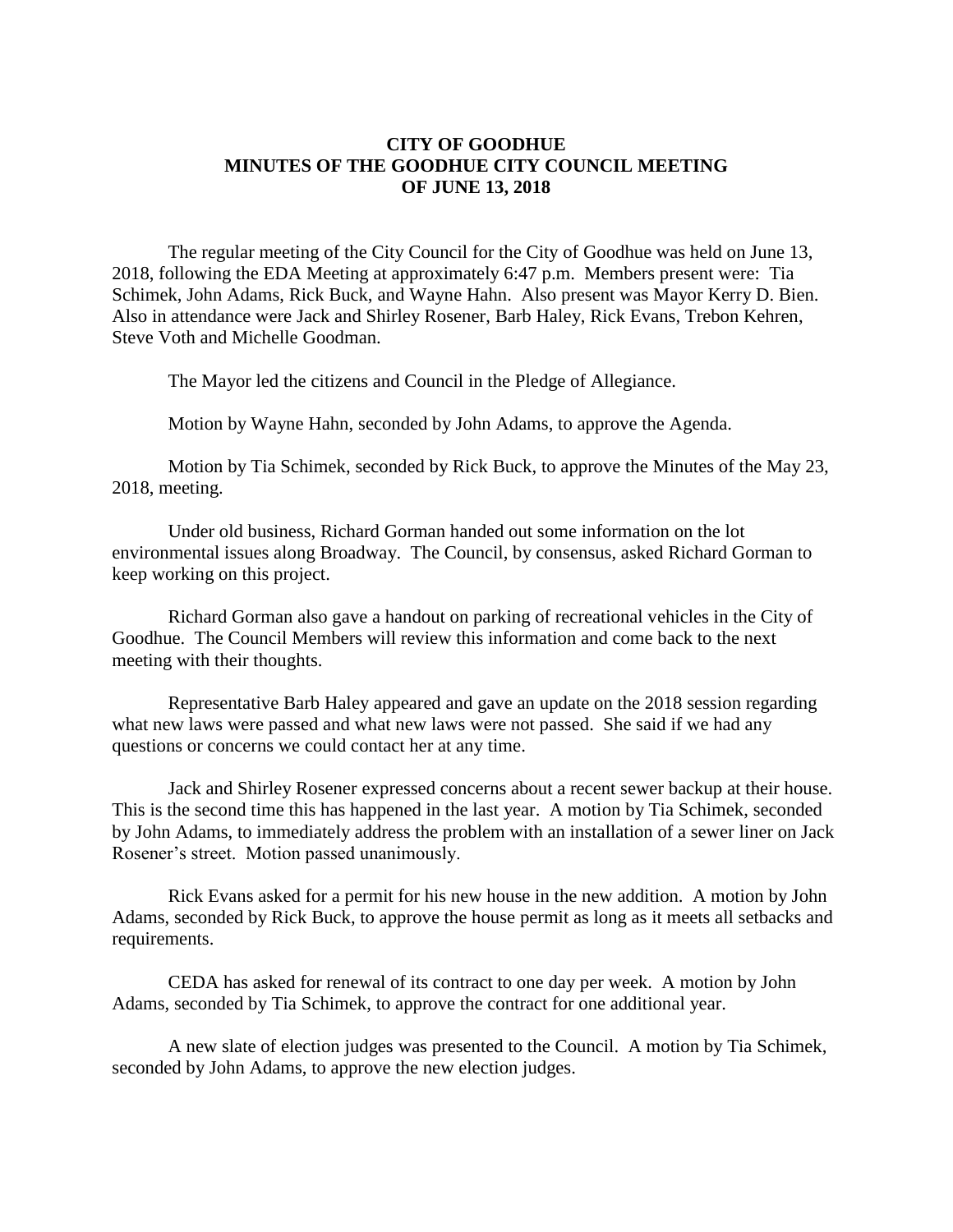# CITY OF GOODHUE
# MINUTES OF THE GOODHUE CITY COUNCIL MEETING
# OF JUNE 13, 2018

The regular meeting of the City Council for the City of Goodhue was held on June 13, 2018, following the EDA Meeting at approximately 6:47 p.m. Members present were: Tia Schimek, John Adams, Rick Buck, and Wayne Hahn. Also present was Mayor Kerry D. Bien. Also in attendance were Jack and Shirley Rosener, Barb Haley, Rick Evans, Trebon Kehren, Steve Voth and Michelle Goodman.

The Mayor led the citizens and Council in the Pledge of Allegiance.

Motion by Wayne Hahn, seconded by John Adams, to approve the Agenda.

Motion by Tia Schimek, seconded by Rick Buck, to approve the Minutes of the May 23, 2018, meeting.

Under old business, Richard Gorman handed out some information on the lot environmental issues along Broadway. The Council, by consensus, asked Richard Gorman to keep working on this project.

Richard Gorman also gave a handout on parking of recreational vehicles in the City of Goodhue. The Council Members will review this information and come back to the next meeting with their thoughts.

Representative Barb Haley appeared and gave an update on the 2018 session regarding what new laws were passed and what new laws were not passed. She said if we had any questions or concerns we could contact her at any time.

Jack and Shirley Rosener expressed concerns about a recent sewer backup at their house. This is the second time this has happened in the last year. A motion by Tia Schimek, seconded by John Adams, to immediately address the problem with an installation of a sewer liner on Jack Rosener's street. Motion passed unanimously.

Rick Evans asked for a permit for his new house in the new addition. A motion by John Adams, seconded by Rick Buck, to approve the house permit as long as it meets all setbacks and requirements.

CEDA has asked for renewal of its contract to one day per week. A motion by John Adams, seconded by Tia Schimek, to approve the contract for one additional year.

A new slate of election judges was presented to the Council. A motion by Tia Schimek, seconded by John Adams, to approve the new election judges.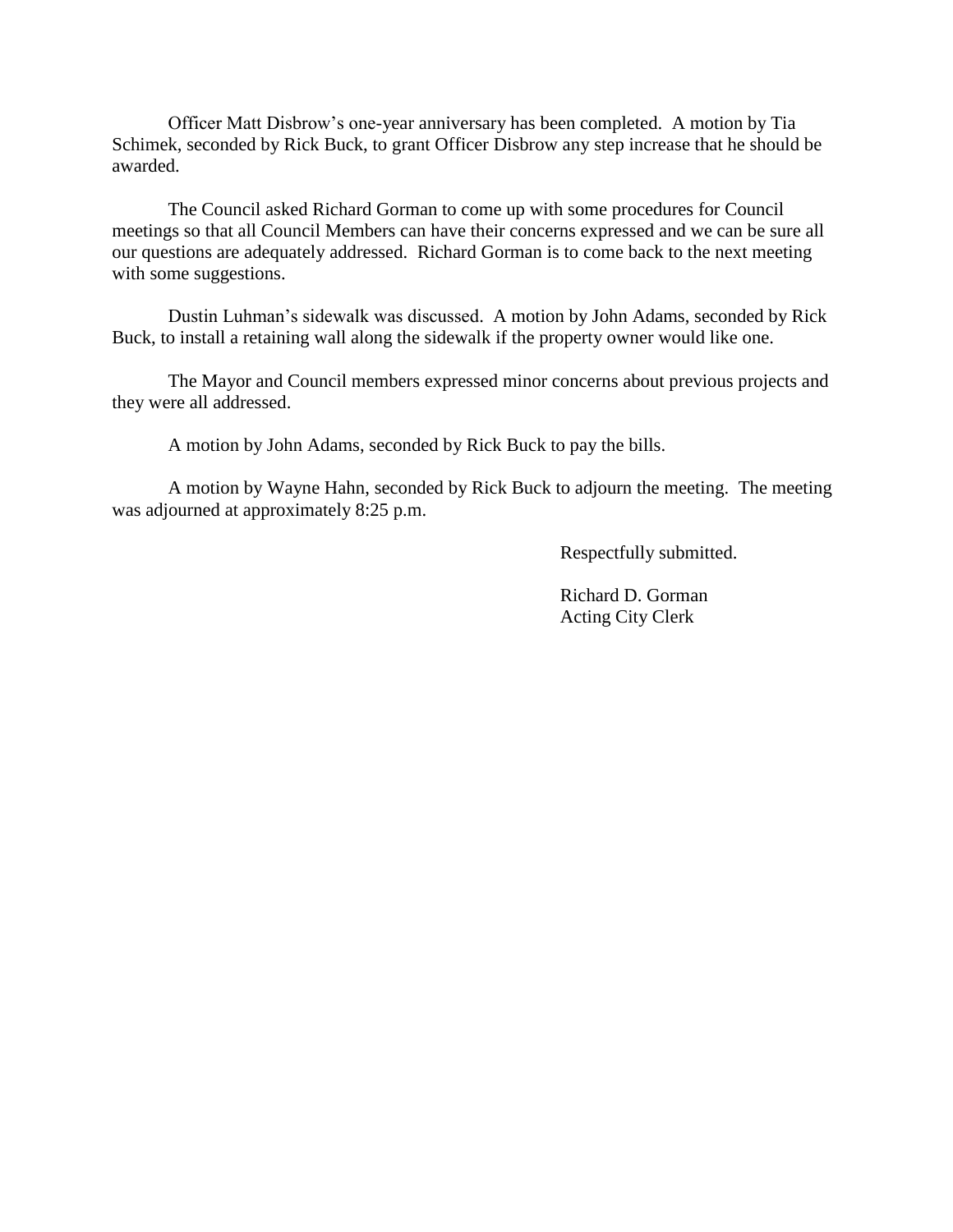Officer Matt Disbrow's one-year anniversary has been completed. A motion by Tia Schimek, seconded by Rick Buck, to grant Officer Disbrow any step increase that he should be awarded.

The Council asked Richard Gorman to come up with some procedures for Council meetings so that all Council Members can have their concerns expressed and we can be sure all our questions are adequately addressed. Richard Gorman is to come back to the next meeting with some suggestions.

Dustin Luhman's sidewalk was discussed. A motion by John Adams, seconded by Rick Buck, to install a retaining wall along the sidewalk if the property owner would like one.

The Mayor and Council members expressed minor concerns about previous projects and they were all addressed.

A motion by John Adams, seconded by Rick Buck to pay the bills.

A motion by Wayne Hahn, seconded by Rick Buck to adjourn the meeting. The meeting was adjourned at approximately 8:25 p.m.

Respectfully submitted.

Richard D. Gorman
Acting City Clerk